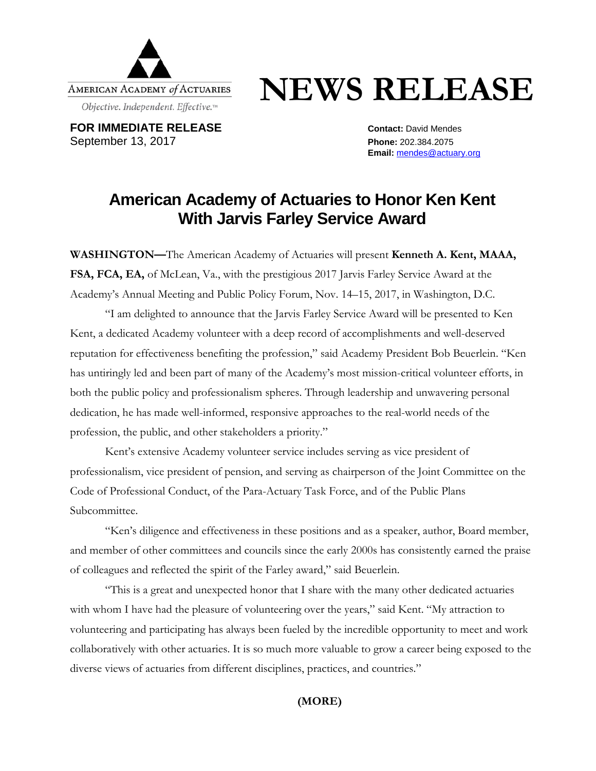AMERICAN ACADEMY *of* ACTUARIES

*Objective. Independent. Effective.™*

# NEWS RELEASE

**FOR IMMEDIATE RELEASE**
September 13, 2017

**Contact:** David Mendes
**Phone:** 202.384.2075
**Email:** mendes@actuary.org

## American Academy of Actuaries to Honor Ken Kent With Jarvis Farley Service Award

**WASHINGTON—**The American Academy of Actuaries will present **Kenneth A. Kent, MAAA, FSA, FCA, EA,** of McLean, Va., with the prestigious 2017 Jarvis Farley Service Award at the Academy's Annual Meeting and Public Policy Forum, Nov. 14–15, 2017, in Washington, D.C.

"I am delighted to announce that the Jarvis Farley Service Award will be presented to Ken Kent, a dedicated Academy volunteer with a deep record of accomplishments and well-deserved reputation for effectiveness benefiting the profession," said Academy President Bob Beuerlein. "Ken has untiringly led and been part of many of the Academy's most mission-critical volunteer efforts, in both the public policy and professionalism spheres. Through leadership and unwavering personal dedication, he has made well-informed, responsive approaches to the real-world needs of the profession, the public, and other stakeholders a priority."

Kent's extensive Academy volunteer service includes serving as vice president of professionalism, vice president of pension, and serving as chairperson of the Joint Committee on the Code of Professional Conduct, of the Para-Actuary Task Force, and of the Public Plans Subcommittee.

"Ken's diligence and effectiveness in these positions and as a speaker, author, Board member, and member of other committees and councils since the early 2000s has consistently earned the praise of colleagues and reflected the spirit of the Farley award," said Beuerlein.

"This is a great and unexpected honor that I share with the many other dedicated actuaries with whom I have had the pleasure of volunteering over the years," said Kent. "My attraction to volunteering and participating has always been fueled by the incredible opportunity to meet and work collaboratively with other actuaries. It is so much more valuable to grow a career being exposed to the diverse views of actuaries from different disciplines, practices, and countries."

**(MORE)**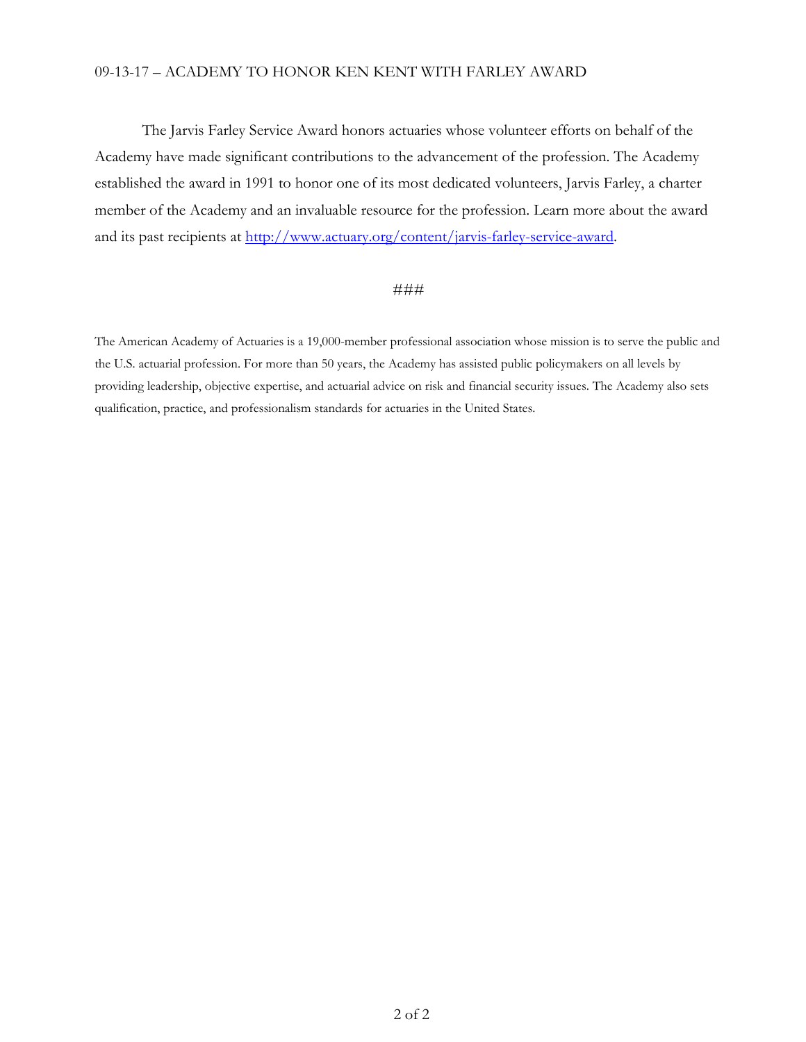09-13-17 – ACADEMY TO HONOR KEN KENT WITH FARLEY AWARD

The Jarvis Farley Service Award honors actuaries whose volunteer efforts on behalf of the Academy have made significant contributions to the advancement of the profession. The Academy established the award in 1991 to honor one of its most dedicated volunteers, Jarvis Farley, a charter member of the Academy and an invaluable resource for the profession. Learn more about the award and its past recipients at [http://www.actuary.org/content/jarvis-farley-service-award](http://www.actuary.org/content/jarvis-farley-service-award).

###

The American Academy of Actuaries is a 19,000-member professional association whose mission is to serve the public and the U.S. actuarial profession. For more than 50 years, the Academy has assisted public policymakers on all levels by providing leadership, objective expertise, and actuarial advice on risk and financial security issues. The Academy also sets qualification, practice, and professionalism standards for actuaries in the United States.